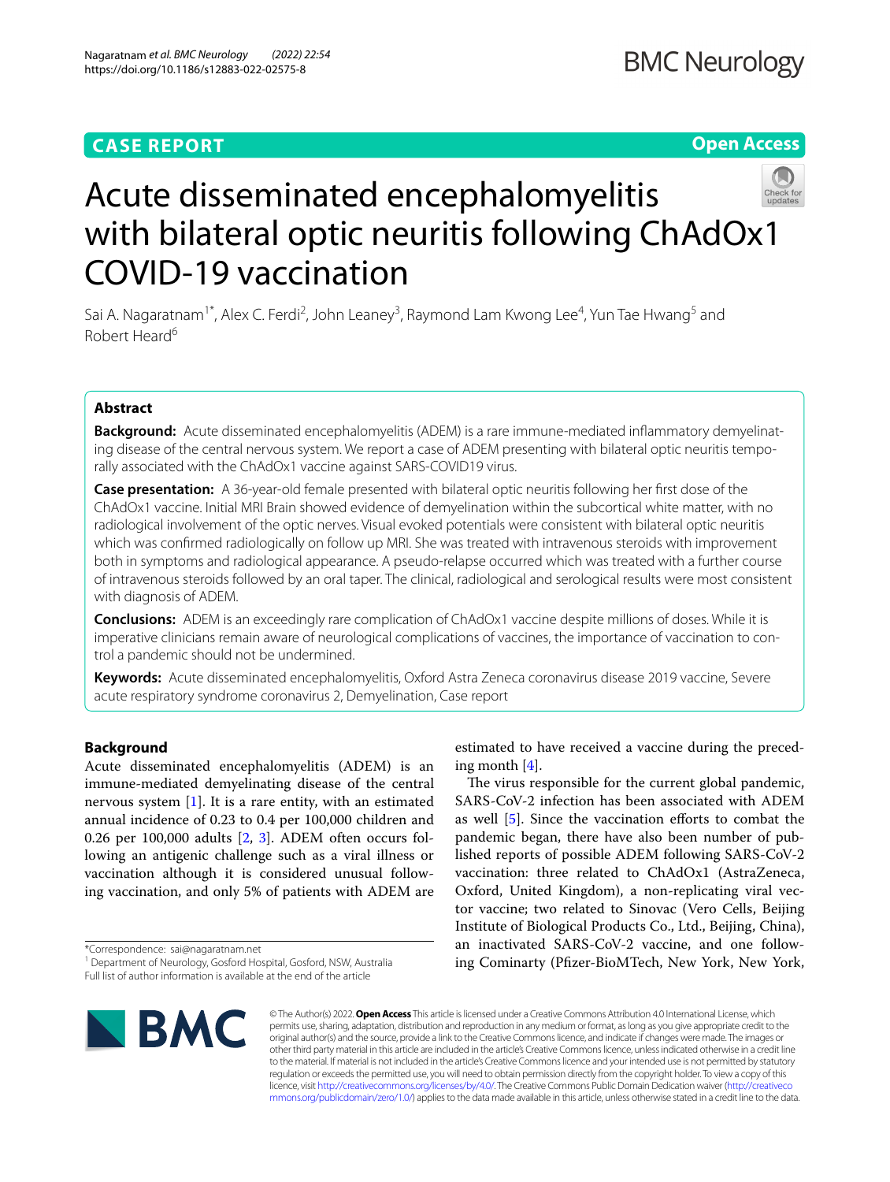CASE REPORT

Open Access

# Acute disseminated encephalomyelitis with bilateral optic neuritis following ChAdOx1 COVID-19 vaccination

Sai A. Nagaratnam[1*], Alex C. Ferdi[2], John Leaney[3], Raymond Lam Kwong Lee[4], Yun Tae Hwang[5] and Robert Heard[6]

## Abstract

**Background:** Acute disseminated encephalomyelitis (ADEM) is a rare immune-mediated inflammatory demyelinating disease of the central nervous system. We report a case of ADEM presenting with bilateral optic neuritis temporally associated with the ChAdOx1 vaccine against SARS-COVID19 virus.

**Case presentation:** A 36-year-old female presented with bilateral optic neuritis following her first dose of the ChAdOx1 vaccine. Initial MRI Brain showed evidence of demyelination within the subcortical white matter, with no radiological involvement of the optic nerves. Visual evoked potentials were consistent with bilateral optic neuritis which was confirmed radiologically on follow up MRI. She was treated with intravenous steroids with improvement both in symptoms and radiological appearance. A pseudo-relapse occurred which was treated with a further course of intravenous steroids followed by an oral taper. The clinical, radiological and serological results were most consistent with diagnosis of ADEM.

**Conclusions:** ADEM is an exceedingly rare complication of ChAdOx1 vaccine despite millions of doses. While it is imperative clinicians remain aware of neurological complications of vaccines, the importance of vaccination to control a pandemic should not be undermined.

**Keywords:** Acute disseminated encephalomyelitis, Oxford Astra Zeneca coronavirus disease 2019 vaccine, Severe acute respiratory syndrome coronavirus 2, Demyelination, Case report

## Background

Acute disseminated encephalomyelitis (ADEM) is an immune-mediated demyelinating disease of the central nervous system [1]. It is a rare entity, with an estimated annual incidence of 0.23 to 0.4 per 100,000 children and 0.26 per 100,000 adults [2, 3]. ADEM often occurs following an antigenic challenge such as a viral illness or vaccination although it is considered unusual following vaccination, and only 5% of patients with ADEM are estimated to have received a vaccine during the preceding month [4].

The virus responsible for the current global pandemic, SARS-CoV-2 infection has been associated with ADEM as well [5]. Since the vaccination efforts to combat the pandemic began, there have also been number of published reports of possible ADEM following SARS-CoV-2 vaccination: three related to ChAdOx1 (AstraZeneca, Oxford, United Kingdom), a non-replicating viral vector vaccine; two related to Sinovac (Vero Cells, Beijing Institute of Biological Products Co., Ltd., Beijing, China), an inactivated SARS-CoV-2 vaccine, and one following Cominarty (Pfizer-BioMTech, New York, New York,

*Correspondence: sai@nagaratnam.net
[1] Department of Neurology, Gosford Hospital, Gosford, NSW, Australia
Full list of author information is available at the end of the article

© The Author(s) 2022. **Open Access** This article is licensed under a Creative Commons Attribution 4.0 International License, which permits use, sharing, adaptation, distribution and reproduction in any medium or format, as long as you give appropriate credit to the original author(s) and the source, provide a link to the Creative Commons licence, and indicate if changes were made. The images or other third party material in this article are included in the article's Creative Commons licence, unless indicated otherwise in a credit line to the material. If material is not included in the article's Creative Commons licence and your intended use is not permitted by statutory regulation or exceeds the permitted use, you will need to obtain permission directly from the copyright holder. To view a copy of this licence, visit http://creativecommons.org/licenses/by/4.0/. The Creative Commons Public Domain Dedication waiver (http://creativecommons.org/publicdomain/zero/1.0/) applies to the data made available in this article, unless otherwise stated in a credit line to the data.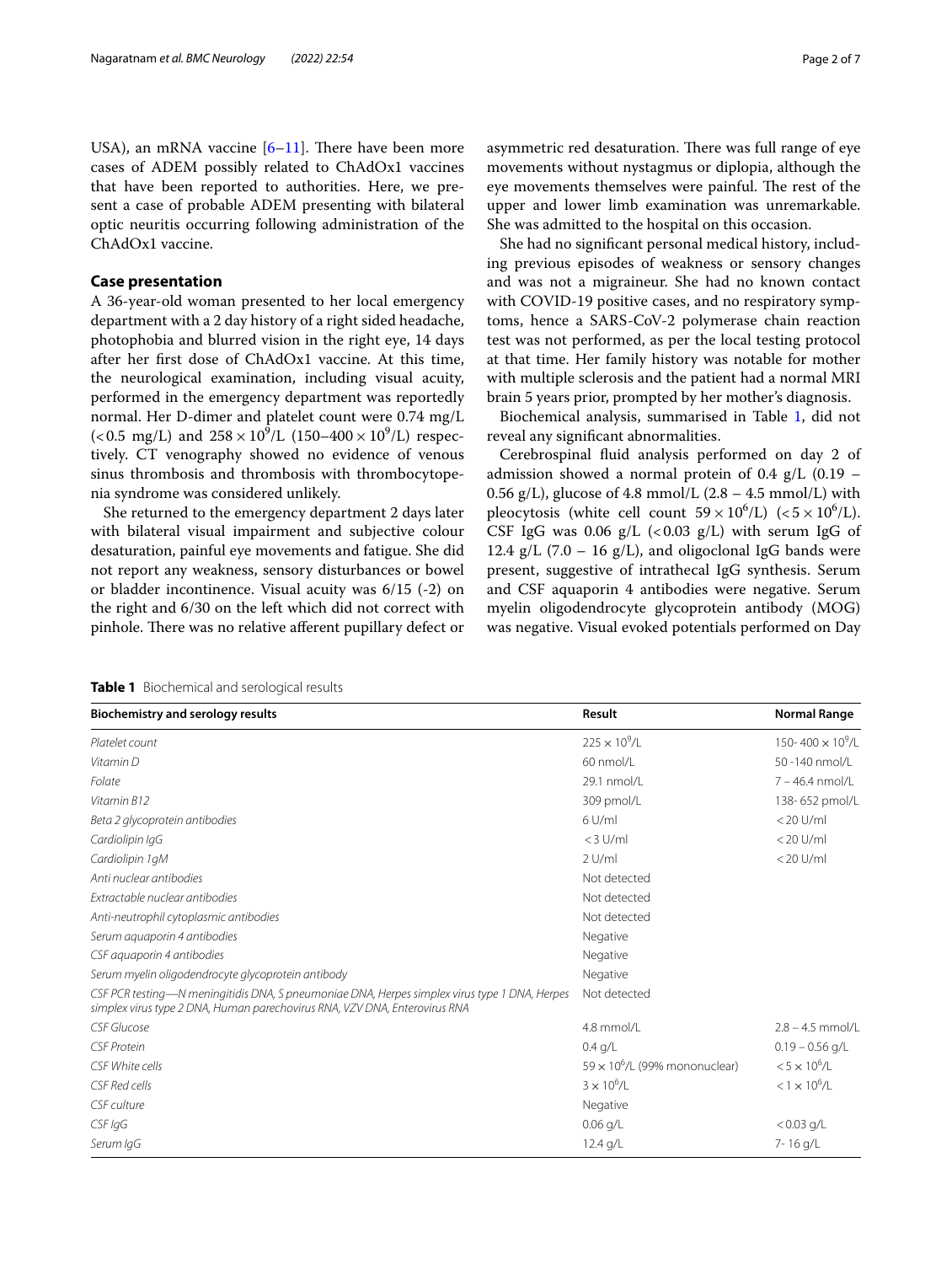USA), an mRNA vaccine [6–11]. There have been more cases of ADEM possibly related to ChAdOx1 vaccines that have been reported to authorities. Here, we present a case of probable ADEM presenting with bilateral optic neuritis occurring following administration of the ChAdOx1 vaccine.

## Case presentation

A 36-year-old woman presented to her local emergency department with a 2 day history of a right sided headache, photophobia and blurred vision in the right eye, 14 days after her first dose of ChAdOx1 vaccine. At this time, the neurological examination, including visual acuity, performed in the emergency department was reportedly normal. Her D-dimer and platelet count were 0.74 mg/L (<0.5 mg/L) and $258 \times 10^9$/L ($150–400 \times 10^9$/L) respectively. CT venography showed no evidence of venous sinus thrombosis and thrombosis with thrombocytopenia syndrome was considered unlikely.

She returned to the emergency department 2 days later with bilateral visual impairment and subjective colour desaturation, painful eye movements and fatigue. She did not report any weakness, sensory disturbances or bowel or bladder incontinence. Visual acuity was 6/15 (-2) on the right and 6/30 on the left which did not correct with pinhole. There was no relative afferent pupillary defect or asymmetric red desaturation. There was full range of eye movements without nystagmus or diplopia, although the eye movements themselves were painful. The rest of the upper and lower limb examination was unremarkable. She was admitted to the hospital on this occasion.

She had no significant personal medical history, including previous episodes of weakness or sensory changes and was not a migraineur. She had no known contact with COVID-19 positive cases, and no respiratory symptoms, hence a SARS-CoV-2 polymerase chain reaction test was not performed, as per the local testing protocol at that time. Her family history was notable for mother with multiple sclerosis and the patient had a normal MRI brain 5 years prior, prompted by her mother's diagnosis.

Biochemical analysis, summarised in Table 1, did not reveal any significant abnormalities.

Cerebrospinal fluid analysis performed on day 2 of admission showed a normal protein of 0.4 g/L (0.19 – 0.56 g/L), glucose of 4.8 mmol/L (2.8 – 4.5 mmol/L) with pleocytosis (white cell count $59 \times 10^6$/L) ($<5 \times 10^6$/L). CSF IgG was 0.06 g/L (<0.03 g/L) with serum IgG of 12.4 g/L (7.0 – 16 g/L), and oligoclonal IgG bands were present, suggestive of intrathecal IgG synthesis. Serum and CSF aquaporin 4 antibodies were negative. Serum myelin oligodendrocyte glycoprotein antibody (MOG) was negative. Visual evoked potentials performed on Day

**Table 1** Biochemical and serological results

| Biochemistry and serology results | Result | Normal Range |
|---|---|---|
| *Platelet count* | $225 \times 10^9$/L | 150- 400 $\times 10^9$/L |
| *Vitamin D* | 60 nmol/L | 50 -140 nmol/L |
| *Folate* | 29.1 nmol/L | 7 – 46.4 nmol/L |
| *Vitamin B12* | 309 pmol/L | 138- 652 pmol/L |
| *Beta 2 glycoprotein antibodies* | 6 U/ml | <20 U/ml |
| *Cardiolipin IgG* | <3 U/ml | <20 U/ml |
| *Cardiolipin 1gM* | 2 U/ml | <20 U/ml |
| *Anti nuclear antibodies* | Not detected | |
| *Extractable nuclear antibodies* | Not detected | |
| *Anti-neutrophil cytoplasmic antibodies* | Not detected | |
| *Serum aquaporin 4 antibodies* | Negative | |
| *CSF aquaporin 4 antibodies* | Negative | |
| *Serum myelin oligodendrocyte glycoprotein antibody* | Negative | |
| *CSF PCR testing—N meningitidis DNA, S pneumoniae DNA, Herpes simplex virus type 1 DNA, Herpes simplex virus type 2 DNA, Human parechovirus RNA, VZV DNA, Enterovirus RNA* | Not detected | |
| *CSF Glucose* | 4.8 mmol/L | 2.8 – 4.5 mmol/L |
| *CSF Protein* | 0.4 g/L | 0.19 – 0.56 g/L |
| *CSF White cells* | $59 \times 10^6$/L (99% mononuclear) | $<5 \times 10^6$/L |
| *CSF Red cells* | $3 \times 10^6$/L | $<1 \times 10^6$/L |
| *CSF culture* | Negative | |
| *CSF IgG* | 0.06 g/L | <0.03 g/L |
| *Serum IgG* | 12.4 g/L | 7- 16 g/L |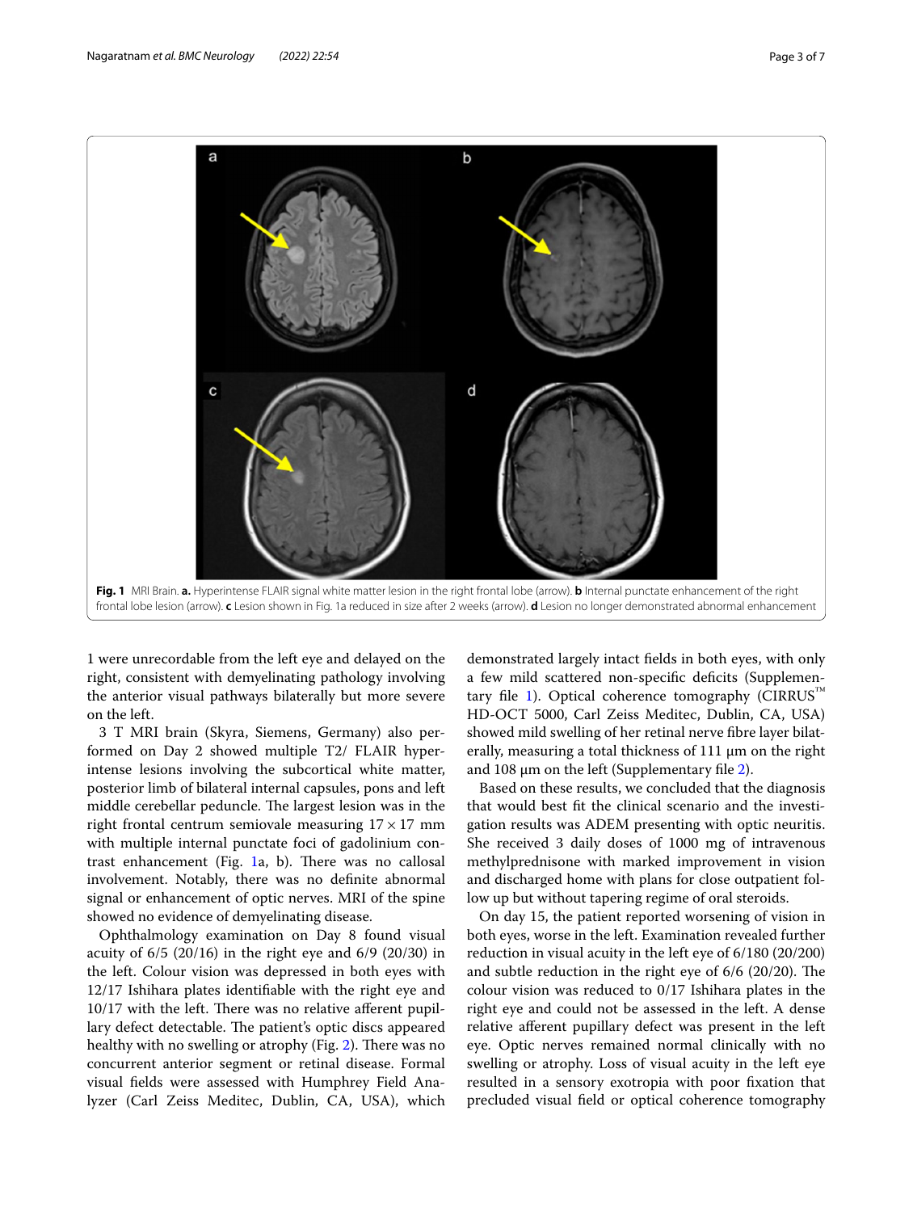Fig. 1 MRI Brain. **a.** Hyperintense FLAIR signal white matter lesion in the right frontal lobe (arrow). **b** Internal punctate enhancement of the right frontal lobe lesion (arrow). **c** Lesion shown in Fig. 1a reduced in size after 2 weeks (arrow). **d** Lesion no longer demonstrated abnormal enhancement

1 were unrecordable from the left eye and delayed on the right, consistent with demyelinating pathology involving the anterior visual pathways bilaterally but more severe on the left.

3 T MRI brain (Skyra, Siemens, Germany) also performed on Day 2 showed multiple T2/ FLAIR hyperintense lesions involving the subcortical white matter, posterior limb of bilateral internal capsules, pons and left middle cerebellar peduncle. The largest lesion was in the right frontal centrum semiovale measuring 17 × 17 mm with multiple internal punctate foci of gadolinium contrast enhancement (Fig. 1a, b). There was no callosal involvement. Notably, there was no definite abnormal signal or enhancement of optic nerves. MRI of the spine showed no evidence of demyelinating disease.

Ophthalmology examination on Day 8 found visual acuity of 6/5 (20/16) in the right eye and 6/9 (20/30) in the left. Colour vision was depressed in both eyes with 12/17 Ishihara plates identifiable with the right eye and 10/17 with the left. There was no relative afferent pupillary defect detectable. The patient's optic discs appeared healthy with no swelling or atrophy (Fig. 2). There was no concurrent anterior segment or retinal disease. Formal visual fields were assessed with Humphrey Field Analyzer (Carl Zeiss Meditec, Dublin, CA, USA), which demonstrated largely intact fields in both eyes, with only a few mild scattered non-specific deficits (Supplementary file 1). Optical coherence tomography (CIRRUS™ HD-OCT 5000, Carl Zeiss Meditec, Dublin, CA, USA) showed mild swelling of her retinal nerve fibre layer bilaterally, measuring a total thickness of 111 µm on the right and 108 µm on the left (Supplementary file 2).

Based on these results, we concluded that the diagnosis that would best fit the clinical scenario and the investigation results was ADEM presenting with optic neuritis. She received 3 daily doses of 1000 mg of intravenous methylprednisone with marked improvement in vision and discharged home with plans for close outpatient follow up but without tapering regime of oral steroids.

On day 15, the patient reported worsening of vision in both eyes, worse in the left. Examination revealed further reduction in visual acuity in the left eye of 6/180 (20/200) and subtle reduction in the right eye of 6/6 (20/20). The colour vision was reduced to 0/17 Ishihara plates in the right eye and could not be assessed in the left. A dense relative afferent pupillary defect was present in the left eye. Optic nerves remained normal clinically with no swelling or atrophy. Loss of visual acuity in the left eye resulted in a sensory exotropia with poor fixation that precluded visual field or optical coherence tomography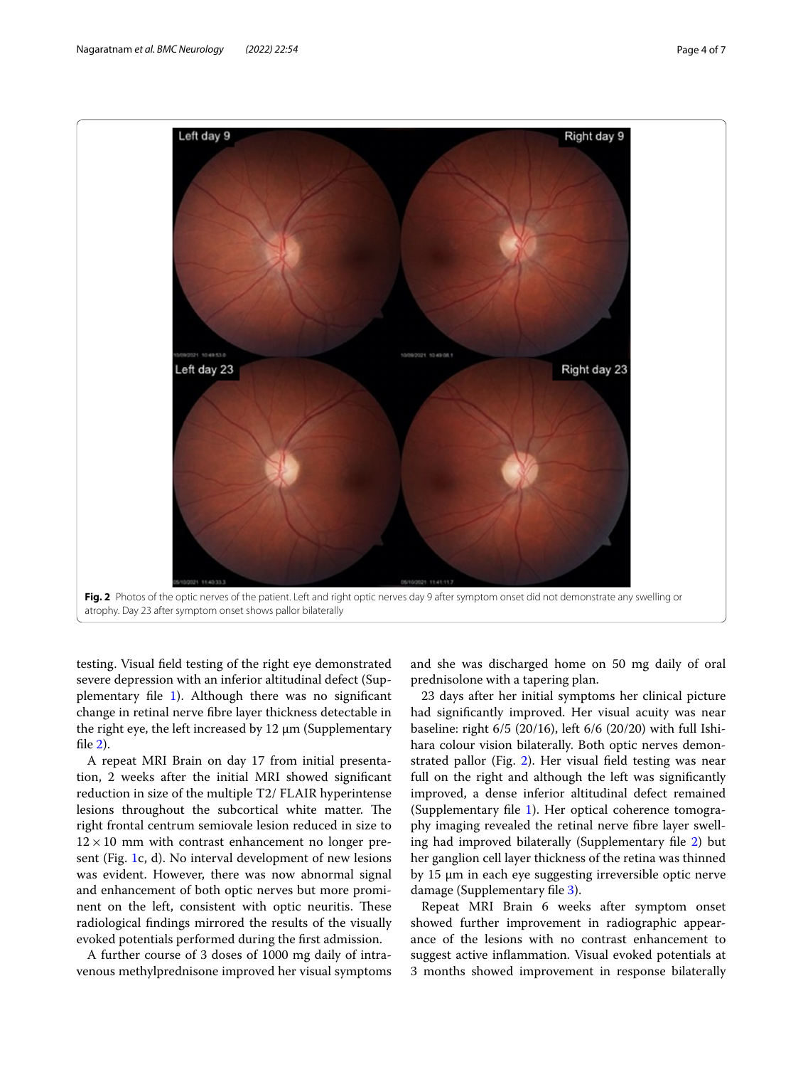**Fig. 2** Photos of the optic nerves of the patient. Left and right optic nerves day 9 after symptom onset did not demonstrate any swelling or atrophy. Day 23 after symptom onset shows pallor bilaterally

testing. Visual field testing of the right eye demonstrated severe depression with an inferior altitudinal defect (Supplementary file 1). Although there was no significant change in retinal nerve fibre layer thickness detectable in the right eye, the left increased by 12 µm (Supplementary file 2).

A repeat MRI Brain on day 17 from initial presentation, 2 weeks after the initial MRI showed significant reduction in size of the multiple T2/ FLAIR hyperintense lesions throughout the subcortical white matter. The right frontal centrum semiovale lesion reduced in size to $12 \times 10$ mm with contrast enhancement no longer present (Fig. 1c, d). No interval development of new lesions was evident. However, there was now abnormal signal and enhancement of both optic nerves but more prominent on the left, consistent with optic neuritis. These radiological findings mirrored the results of the visually evoked potentials performed during the first admission.

A further course of 3 doses of 1000 mg daily of intravenous methylprednisone improved her visual symptoms and she was discharged home on 50 mg daily of oral prednisolone with a tapering plan.

23 days after her initial symptoms her clinical picture had significantly improved. Her visual acuity was near baseline: right 6/5 (20/16), left 6/6 (20/20) with full Ishihara colour vision bilaterally. Both optic nerves demonstrated pallor (Fig. 2). Her visual field testing was near full on the right and although the left was significantly improved, a dense inferior altitudinal defect remained (Supplementary file 1). Her optical coherence tomography imaging revealed the retinal nerve fibre layer swelling had improved bilaterally (Supplementary file 2) but her ganglion cell layer thickness of the retina was thinned by 15 µm in each eye suggesting irreversible optic nerve damage (Supplementary file 3).

Repeat MRI Brain 6 weeks after symptom onset showed further improvement in radiographic appearance of the lesions with no contrast enhancement to suggest active inflammation. Visual evoked potentials at 3 months showed improvement in response bilaterally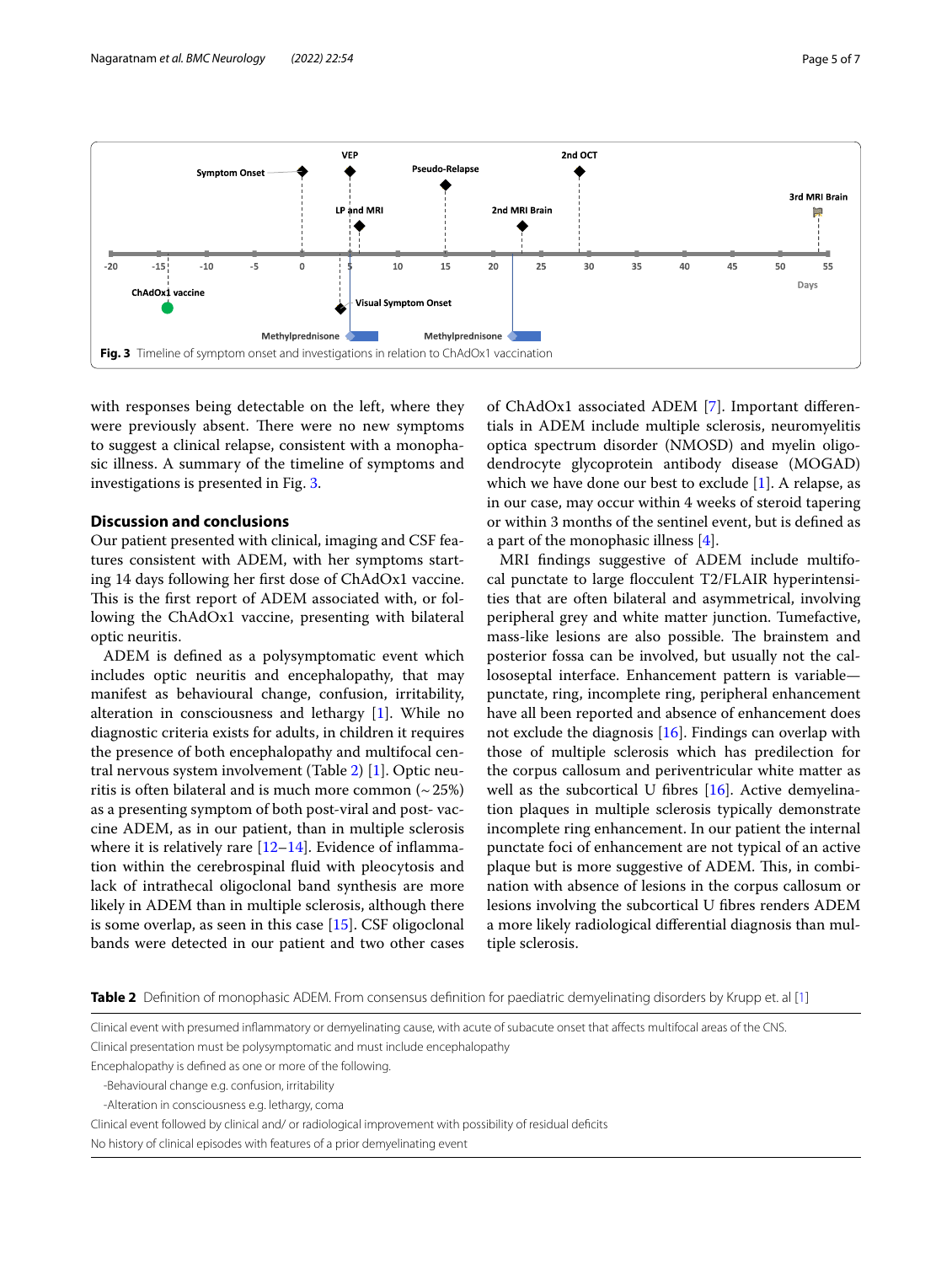Fig. 3 Timeline of symptom onset and investigations in relation to ChAdOx1 vaccination

with responses being detectable on the left, where they were previously absent. There were no new symptoms to suggest a clinical relapse, consistent with a monophasic illness. A summary of the timeline of symptoms and investigations is presented in Fig. 3.

## Discussion and conclusions

Our patient presented with clinical, imaging and CSF features consistent with ADEM, with her symptoms starting 14 days following her first dose of ChAdOx1 vaccine. This is the first report of ADEM associated with, or following the ChAdOx1 vaccine, presenting with bilateral optic neuritis.

ADEM is defined as a polysymptomatic event which includes optic neuritis and encephalopathy, that may manifest as behavioural change, confusion, irritability, alteration in consciousness and lethargy [1]. While no diagnostic criteria exists for adults, in children it requires the presence of both encephalopathy and multifocal central nervous system involvement (Table 2) [1]. Optic neuritis is often bilateral and is much more common (~25%) as a presenting symptom of both post-viral and post- vaccine ADEM, as in our patient, than in multiple sclerosis where it is relatively rare [12–14]. Evidence of inflammation within the cerebrospinal fluid with pleocytosis and lack of intrathecal oligoclonal band synthesis are more likely in ADEM than in multiple sclerosis, although there is some overlap, as seen in this case [15]. CSF oligoclonal bands were detected in our patient and two other cases of ChAdOx1 associated ADEM [7]. Important differentials in ADEM include multiple sclerosis, neuromyelitis optica spectrum disorder (NMOSD) and myelin oligodendrocyte glycoprotein antibody disease (MOGAD) which we have done our best to exclude [1]. A relapse, as in our case, may occur within 4 weeks of steroid tapering or within 3 months of the sentinel event, but is defined as a part of the monophasic illness [4].

MRI findings suggestive of ADEM include multifocal punctate to large flocculent T2/FLAIR hyperintensities that are often bilateral and asymmetrical, involving peripheral grey and white matter junction. Tumefactive, mass-like lesions are also possible. The brainstem and posterior fossa can be involved, but usually not the callososeptal interface. Enhancement pattern is variable—punctate, ring, incomplete ring, peripheral enhancement have all been reported and absence of enhancement does not exclude the diagnosis [16]. Findings can overlap with those of multiple sclerosis which has predilection for the corpus callosum and periventricular white matter as well as the subcortical U fibres [16]. Active demyelination plaques in multiple sclerosis typically demonstrate incomplete ring enhancement. In our patient the internal punctate foci of enhancement are not typical of an active plaque but is more suggestive of ADEM. This, in combination with absence of lesions in the corpus callosum or lesions involving the subcortical U fibres renders ADEM a more likely radiological differential diagnosis than multiple sclerosis.

**Table 2** Definition of monophasic ADEM. From consensus definition for paediatric demyelinating disorders by Krupp et. al [1]

| |
|---|
| Clinical event with presumed inflammatory or demyelinating cause, with acute of subacute onset that affects multifocal areas of the CNS. |
| Clinical presentation must be polysymptomatic and must include encephalopathy |
| Encephalopathy is defined as one or more of the following. |
| -Behavioural change e.g. confusion, irritability |
| -Alteration in consciousness e.g. lethargy, coma |
| Clinical event followed by clinical and/ or radiological improvement with possibility of residual deficits |
| No history of clinical episodes with features of a prior demyelinating event |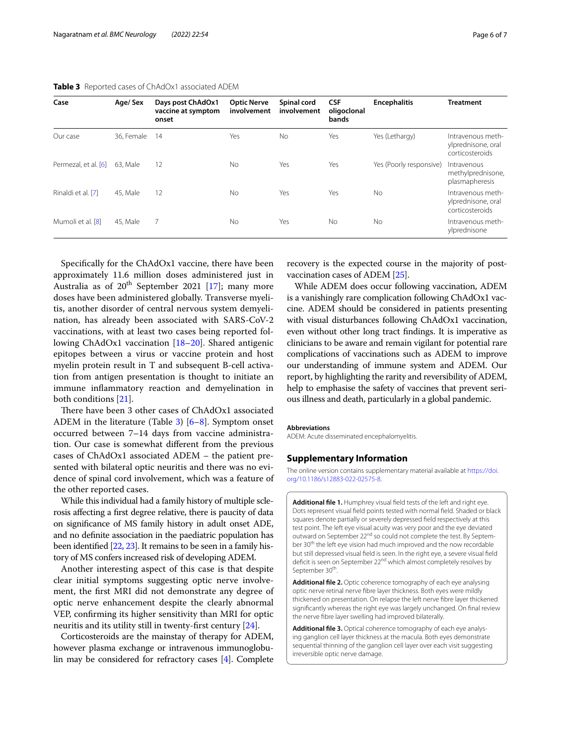**Table 3** Reported cases of ChAdOx1 associated ADEM

| Case | Age/ Sex | Days post ChAdOx1 vaccine at symptom onset | Optic Nerve involvement | Spinal cord involvement | CSF oligoclonal bands | Encephalitis | Treatment |
|---|---|---|---|---|---|---|---|
| Our case | 36, Female | 14 | Yes | No | Yes | Yes (Lethargy) | Intravenous methylprednisone, oral corticosteroids |
| Permezal, et al. [6] | 63, Male | 12 | No | Yes | Yes | Yes (Poorly responsive) | Intravenous methylprednisone, plasmapheresis |
| Rinaldi et al. [7] | 45, Male | 12 | No | Yes | Yes | No | Intravenous methylprednisone, oral corticosteroids |
| Mumoli et al. [8] | 45, Male | 7 | No | Yes | No | No | Intravenous methylprednisone |

Specifically for the ChAdOx1 vaccine, there have been approximately 11.6 million doses administered just in Australia as of 20th September 2021 [17]; many more doses have been administered globally. Transverse myelitis, another disorder of central nervous system demyelination, has already been associated with SARS-CoV-2 vaccinations, with at least two cases being reported following ChAdOx1 vaccination [18–20]. Shared antigenic epitopes between a virus or vaccine protein and host myelin protein result in T and subsequent B-cell activation from antigen presentation is thought to initiate an immune inflammatory reaction and demyelination in both conditions [21].

There have been 3 other cases of ChAdOx1 associated ADEM in the literature (Table 3) [6–8]. Symptom onset occurred between 7–14 days from vaccine administration. Our case is somewhat different from the previous cases of ChAdOx1 associated ADEM – the patient presented with bilateral optic neuritis and there was no evidence of spinal cord involvement, which was a feature of the other reported cases.

While this individual had a family history of multiple sclerosis affecting a first degree relative, there is paucity of data on significance of MS family history in adult onset ADE, and no definite association in the paediatric population has been identified [22, 23]. It remains to be seen in a family history of MS confers increased risk of developing ADEM.

Another interesting aspect of this case is that despite clear initial symptoms suggesting optic nerve involvement, the first MRI did not demonstrate any degree of optic nerve enhancement despite the clearly abnormal VEP, confirming its higher sensitivity than MRI for optic neuritis and its utility still in twenty-first century [24].

Corticosteroids are the mainstay of therapy for ADEM, however plasma exchange or intravenous immunoglobulin may be considered for refractory cases [4]. Complete recovery is the expected course in the majority of post-vaccination cases of ADEM [25].

While ADEM does occur following vaccination, ADEM is a vanishingly rare complication following ChAdOx1 vaccine. ADEM should be considered in patients presenting with visual disturbances following ChAdOx1 vaccination, even without other long tract findings. It is imperative as clinicians to be aware and remain vigilant for potential rare complications of vaccinations such as ADEM to improve our understanding of immune system and ADEM. Our report, by highlighting the rarity and reversibility of ADEM, help to emphasise the safety of vaccines that prevent serious illness and death, particularly in a global pandemic.

#### Abbreviations

ADEM: Acute disseminated encephalomyelitis.

## Supplementary Information

The online version contains supplementary material available at https://doi.org/10.1186/s12883-022-02575-8.

**Additional file 1.** Humphrey visual field tests of the left and right eye. Dots represent visual field points tested with normal field. Shaded or black squares denote partially or severely depressed field respectively at this test point. The left eye visual acuity was very poor and the eye deviated outward on September 22nd so could not complete the test. By September 30th the left eye vision had much improved and the now recordable but still depressed visual field is seen. In the right eye, a severe visual field deficit is seen on September 22nd which almost completely resolves by September 30th.

**Additional file 2.** Optic coherence tomography of each eye analysing optic nerve retinal nerve fibre layer thickness. Both eyes were mildly thickened on presentation. On relapse the left nerve fibre layer thickened significantly whereas the right eye was largely unchanged. On final review the nerve fibre layer swelling had improved bilaterally.

**Additional file 3.** Optical coherence tomography of each eye analysing ganglion cell layer thickness at the macula. Both eyes demonstrate sequential thinning of the ganglion cell layer over each visit suggesting irreversible optic nerve damage.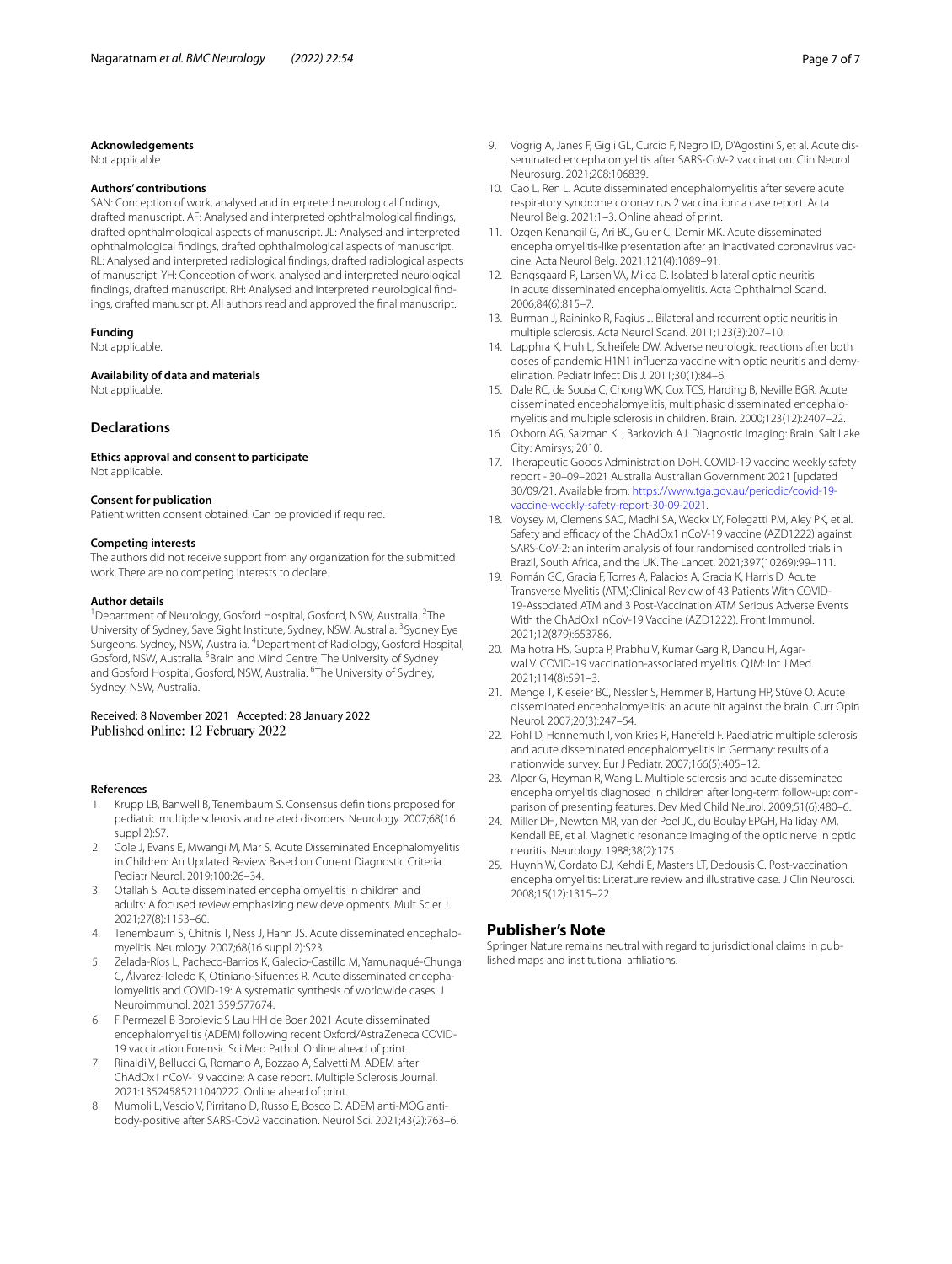#### Acknowledgements

Not applicable

#### Authors' contributions

SAN: Conception of work, analysed and interpreted neurological findings, drafted manuscript. AF: Analysed and interpreted ophthalmological findings, drafted ophthalmological aspects of manuscript. JL: Analysed and interpreted ophthalmological findings, drafted ophthalmological aspects of manuscript. RL: Analysed and interpreted radiological findings, drafted radiological aspects of manuscript. YH: Conception of work, analysed and interpreted neurological findings, drafted manuscript. RH: Analysed and interpreted neurological findings, drafted manuscript. All authors read and approved the final manuscript.

#### Funding

Not applicable.

#### Availability of data and materials

Not applicable.

## Declarations

#### Ethics approval and consent to participate

Not applicable.

#### Consent for publication

Patient written consent obtained. Can be provided if required.

#### Competing interests

The authors did not receive support from any organization for the submitted work. There are no competing interests to declare.

#### Author details

[1]Department of Neurology, Gosford Hospital, Gosford, NSW, Australia. [2]The University of Sydney, Save Sight Institute, Sydney, NSW, Australia. [3]Sydney Eye Surgeons, Sydney, NSW, Australia. [4]Department of Radiology, Gosford Hospital, Gosford, NSW, Australia. [5]Brain and Mind Centre, The University of Sydney and Gosford Hospital, Gosford, NSW, Australia. [6]The University of Sydney, Sydney, NSW, Australia.

Received: 8 November 2021 Accepted: 28 January 2022
Published online: 12 February 2022

#### References

1. Krupp LB, Banwell B, Tenembaum S. Consensus definitions proposed for pediatric multiple sclerosis and related disorders. Neurology. 2007;68(16 suppl 2):S7.
2. Cole J, Evans E, Mwangi M, Mar S. Acute Disseminated Encephalomyelitis in Children: An Updated Review Based on Current Diagnostic Criteria. Pediatr Neurol. 2019;100:26–34.
3. Otallah S. Acute disseminated encephalomyelitis in children and adults: A focused review emphasizing new developments. Mult Scler J. 2021;27(8):1153–60.
4. Tenembaum S, Chitnis T, Ness J, Hahn JS. Acute disseminated encephalomyelitis. Neurology. 2007;68(16 suppl 2):S23.
5. Zelada-Ríos L, Pacheco-Barrios K, Galecio-Castillo M, Yamunaqué-Chunga C, Álvarez-Toledo K, Otiniano-Sifuentes R. Acute disseminated encephalomyelitis and COVID-19: A systematic synthesis of worldwide cases. J Neuroimmunol. 2021;359:577674.
6. F Permezel B Borojevic S Lau HH de Boer 2021 Acute disseminated encephalomyelitis (ADEM) following recent Oxford/AstraZeneca COVID-19 vaccination Forensic Sci Med Pathol. Online ahead of print.
7. Rinaldi V, Bellucci G, Romano A, Bozzao A, Salvetti M. ADEM after ChAdOx1 nCoV-19 vaccine: A case report. Multiple Sclerosis Journal. 2021:13524585211040222. Online ahead of print.
8. Mumoli L, Vescio V, Pirritano D, Russo E, Bosco D. ADEM anti-MOG antibody-positive after SARS-CoV2 vaccination. Neurol Sci. 2021;43(2):763–6.
9. Vogrig A, Janes F, Gigli GL, Curcio F, Negro ID, D'Agostini S, et al. Acute disseminated encephalomyelitis after SARS-CoV-2 vaccination. Clin Neurol Neurosurg. 2021;208:106839.
10. Cao L, Ren L. Acute disseminated encephalomyelitis after severe acute respiratory syndrome coronavirus 2 vaccination: a case report. Acta Neurol Belg. 2021:1–3. Online ahead of print.
11. Ozgen Kenangil G, Ari BC, Guler C, Demir MK. Acute disseminated encephalomyelitis-like presentation after an inactivated coronavirus vaccine. Acta Neurol Belg. 2021;121(4):1089–91.
12. Bangsgaard R, Larsen VA, Milea D. Isolated bilateral optic neuritis in acute disseminated encephalomyelitis. Acta Ophthalmol Scand. 2006;84(6):815–7.
13. Burman J, Raininko R, Fagius J. Bilateral and recurrent optic neuritis in multiple sclerosis. Acta Neurol Scand. 2011;123(3):207–10.
14. Lapphra K, Huh L, Scheifele DW. Adverse neurologic reactions after both doses of pandemic H1N1 influenza vaccine with optic neuritis and demyelination. Pediatr Infect Dis J. 2011;30(1):84–6.
15. Dale RC, de Sousa C, Chong WK, Cox TCS, Harding B, Neville BGR. Acute disseminated encephalomyelitis, multiphasic disseminated encephalomyelitis and multiple sclerosis in children. Brain. 2000;123(12):2407–22.
16. Osborn AG, Salzman KL, Barkovich AJ. Diagnostic Imaging: Brain. Salt Lake City: Amirsys; 2010.
17. Therapeutic Goods Administration DoH. COVID-19 vaccine weekly safety report - 30–09–2021 Australia Australian Government 2021 [updated 30/09/21. Available from: https://www.tga.gov.au/periodic/covid-19-vaccine-weekly-safety-report-30-09-2021.
18. Voysey M, Clemens SAC, Madhi SA, Weckx LY, Folegatti PM, Aley PK, et al. Safety and efficacy of the ChAdOx1 nCoV-19 vaccine (AZD1222) against SARS-CoV-2: an interim analysis of four randomised controlled trials in Brazil, South Africa, and the UK. The Lancet. 2021;397(10269):99–111.
19. Román GC, Gracia F, Torres A, Palacios A, Gracia K, Harris D. Acute Transverse Myelitis (ATM):Clinical Review of 43 Patients With COVID-19-Associated ATM and 3 Post-Vaccination ATM Serious Adverse Events With the ChAdOx1 nCoV-19 Vaccine (AZD1222). Front Immunol. 2021;12(879):653786.
20. Malhotra HS, Gupta P, Prabhu V, Kumar Garg R, Dandu H, Agarwal V. COVID-19 vaccination-associated myelitis. QJM: Int J Med. 2021;114(8):591–3.
21. Menge T, Kieseier BC, Nessler S, Hemmer B, Hartung HP, Stüve O. Acute disseminated encephalomyelitis: an acute hit against the brain. Curr Opin Neurol. 2007;20(3):247–54.
22. Pohl D, Hennemuth I, von Kries R, Hanefeld F. Paediatric multiple sclerosis and acute disseminated encephalomyelitis in Germany: results of a nationwide survey. Eur J Pediatr. 2007;166(5):405–12.
23. Alper G, Heyman R, Wang L. Multiple sclerosis and acute disseminated encephalomyelitis diagnosed in children after long-term follow-up: comparison of presenting features. Dev Med Child Neurol. 2009;51(6):480–6.
24. Miller DH, Newton MR, van der Poel JC, du Boulay EPGH, Halliday AM, Kendall BE, et al. Magnetic resonance imaging of the optic nerve in optic neuritis. Neurology. 1988;38(2):175.
25. Huynh W, Cordato DJ, Kehdi E, Masters LT, Dedousis C. Post-vaccination encephalomyelitis: Literature review and illustrative case. J Clin Neurosci. 2008;15(12):1315–22.

## Publisher's Note

Springer Nature remains neutral with regard to jurisdictional claims in published maps and institutional affiliations.